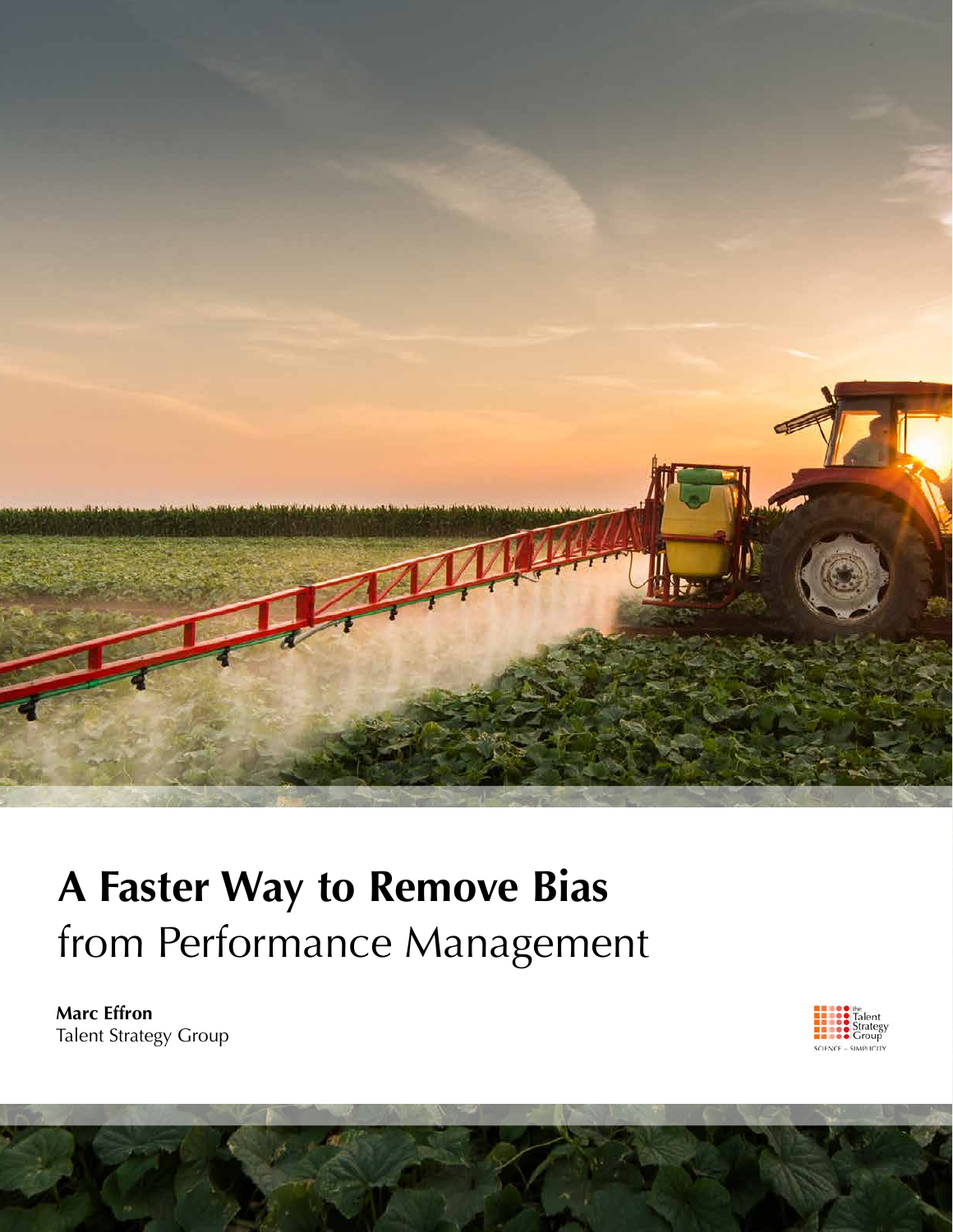# A Faster Way to Remove Bias from Performance Management

**Marc Effron**
Talent Strategy Group

the Talent Strategy Group
SCIENCE + SIMPLICITY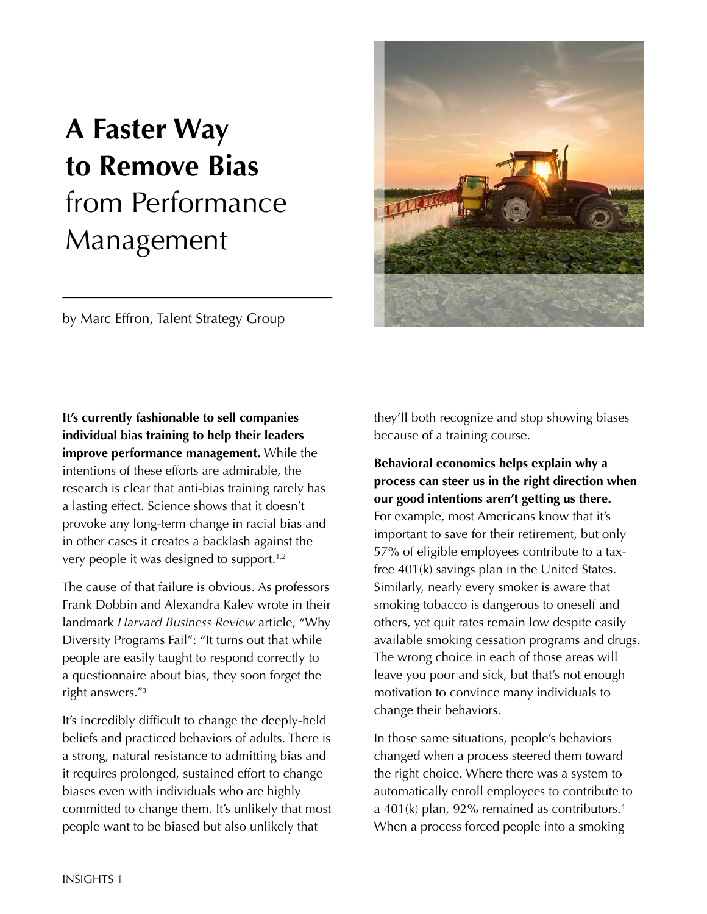# A Faster Way to Remove Bias from Performance Management

by Marc Effron, Talent Strategy Group

**It's currently fashionable to sell companies individual bias training to help their leaders improve performance management.** While the intentions of these efforts are admirable, the research is clear that anti-bias training rarely has a lasting effect. Science shows that it doesn't provoke any long-term change in racial bias and in other cases it creates a backlash against the very people it was designed to support.[1,2]

The cause of that failure is obvious. As professors Frank Dobbin and Alexandra Kalev wrote in their landmark *Harvard Business Review* article, "Why Diversity Programs Fail": "It turns out that while people are easily taught to respond correctly to a questionnaire about bias, they soon forget the right answers."[3]

It's incredibly difficult to change the deeply-held beliefs and practiced behaviors of adults. There is a strong, natural resistance to admitting bias and it requires prolonged, sustained effort to change biases even with individuals who are highly committed to change them. It's unlikely that most people want to be biased but also unlikely that they'll both recognize and stop showing biases because of a training course.

**Behavioral economics helps explain why a process can steer us in the right direction when our good intentions aren't getting us there.** For example, most Americans know that it's important to save for their retirement, but only 57% of eligible employees contribute to a tax-free 401(k) savings plan in the United States. Similarly, nearly every smoker is aware that smoking tobacco is dangerous to oneself and others, yet quit rates remain low despite easily available smoking cessation programs and drugs. The wrong choice in each of those areas will leave you poor and sick, but that's not enough motivation to convince many individuals to change their behaviors.

In those same situations, people's behaviors changed when a process steered them toward the right choice. Where there was a system to automatically enroll employees to contribute to a 401(k) plan, 92% remained as contributors.[4] When a process forced people into a smoking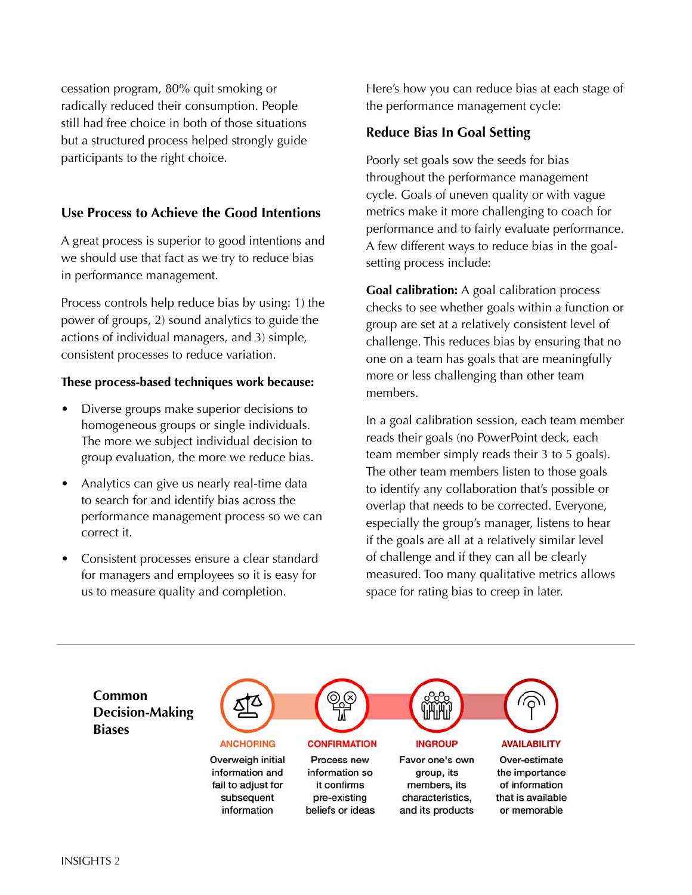cessation program, 80% quit smoking or radically reduced their consumption. People still had free choice in both of those situations but a structured process helped strongly guide participants to the right choice.

### Use Process to Achieve the Good Intentions

A great process is superior to good intentions and we should use that fact as we try to reduce bias in performance management.

Process controls help reduce bias by using: 1) the power of groups, 2) sound analytics to guide the actions of individual managers, and 3) simple, consistent processes to reduce variation.

**These process-based techniques work because:**

- Diverse groups make superior decisions to homogeneous groups or single individuals. The more we subject individual decision to group evaluation, the more we reduce bias.
- Analytics can give us nearly real-time data to search for and identify bias across the performance management process so we can correct it.
- Consistent processes ensure a clear standard for managers and employees so it is easy for us to measure quality and completion.

Here's how you can reduce bias at each stage of the performance management cycle:

### Reduce Bias In Goal Setting

Poorly set goals sow the seeds for bias throughout the performance management cycle. Goals of uneven quality or with vague metrics make it more challenging to coach for performance and to fairly evaluate performance. A few different ways to reduce bias in the goal-setting process include:

**Goal calibration:** A goal calibration process checks to see whether goals within a function or group are set at a relatively consistent level of challenge. This reduces bias by ensuring that no one on a team has goals that are meaningfully more or less challenging than other team members.

In a goal calibration session, each team member reads their goals (no PowerPoint deck, each team member simply reads their 3 to 5 goals). The other team members listen to those goals to identify any collaboration that's possible or overlap that needs to be corrected. Everyone, especially the group's manager, listens to hear if the goals are all at a relatively similar level of challenge and if they can all be clearly measured. Too many qualitative metrics allows space for rating bias to creep in later.

---

**Common Decision-Making Biases**

**ANCHORING**
Overweigh initial information and fail to adjust for subsequent information

**CONFIRMATION**
Process new information so it confirms pre-existing beliefs or ideas

**INGROUP**
Favor one's own group, its members, its characteristics, and its products

**AVAILABILITY**
Over-estimate the importance of information that is available or memorable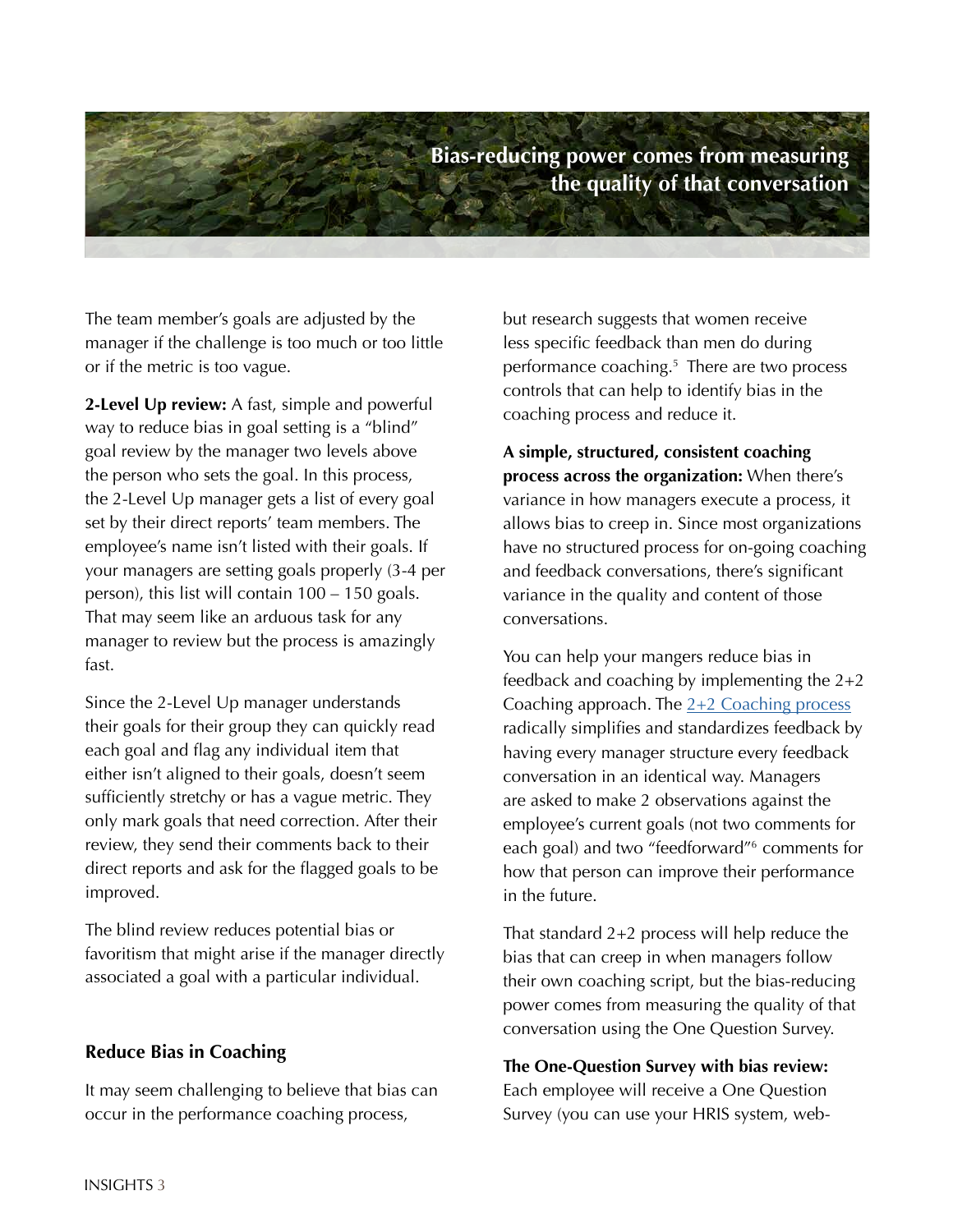**Bias-reducing power comes from measuring the quality of that conversation**

The team member's goals are adjusted by the manager if the challenge is too much or too little or if the metric is too vague.

**2-Level Up review:** A fast, simple and powerful way to reduce bias in goal setting is a "blind" goal review by the manager two levels above the person who sets the goal. In this process, the 2-Level Up manager gets a list of every goal set by their direct reports' team members. The employee's name isn't listed with their goals. If your managers are setting goals properly (3-4 per person), this list will contain 100 – 150 goals. That may seem like an arduous task for any manager to review but the process is amazingly fast.

Since the 2-Level Up manager understands their goals for their group they can quickly read each goal and flag any individual item that either isn't aligned to their goals, doesn't seem sufficiently stretchy or has a vague metric. They only mark goals that need correction. After their review, they send their comments back to their direct reports and ask for the flagged goals to be improved.

The blind review reduces potential bias or favoritism that might arise if the manager directly associated a goal with a particular individual.

### Reduce Bias in Coaching

It may seem challenging to believe that bias can occur in the performance coaching process, but research suggests that women receive less specific feedback than men do during performance coaching.[5] There are two process controls that can help to identify bias in the coaching process and reduce it.

**A simple, structured, consistent coaching process across the organization:** When there's variance in how managers execute a process, it allows bias to creep in. Since most organizations have no structured process for on-going coaching and feedback conversations, there's significant variance in the quality and content of those conversations.

You can help your mangers reduce bias in feedback and coaching by implementing the 2+2 Coaching approach. The 2+2 Coaching process radically simplifies and standardizes feedback by having every manager structure every feedback conversation in an identical way. Managers are asked to make 2 observations against the employee's current goals (not two comments for each goal) and two "feedforward"[6] comments for how that person can improve their performance in the future.

That standard 2+2 process will help reduce the bias that can creep in when managers follow their own coaching script, but the bias-reducing power comes from measuring the quality of that conversation using the One Question Survey.

**The One-Question Survey with bias review:** Each employee will receive a One Question Survey (you can use your HRIS system, web-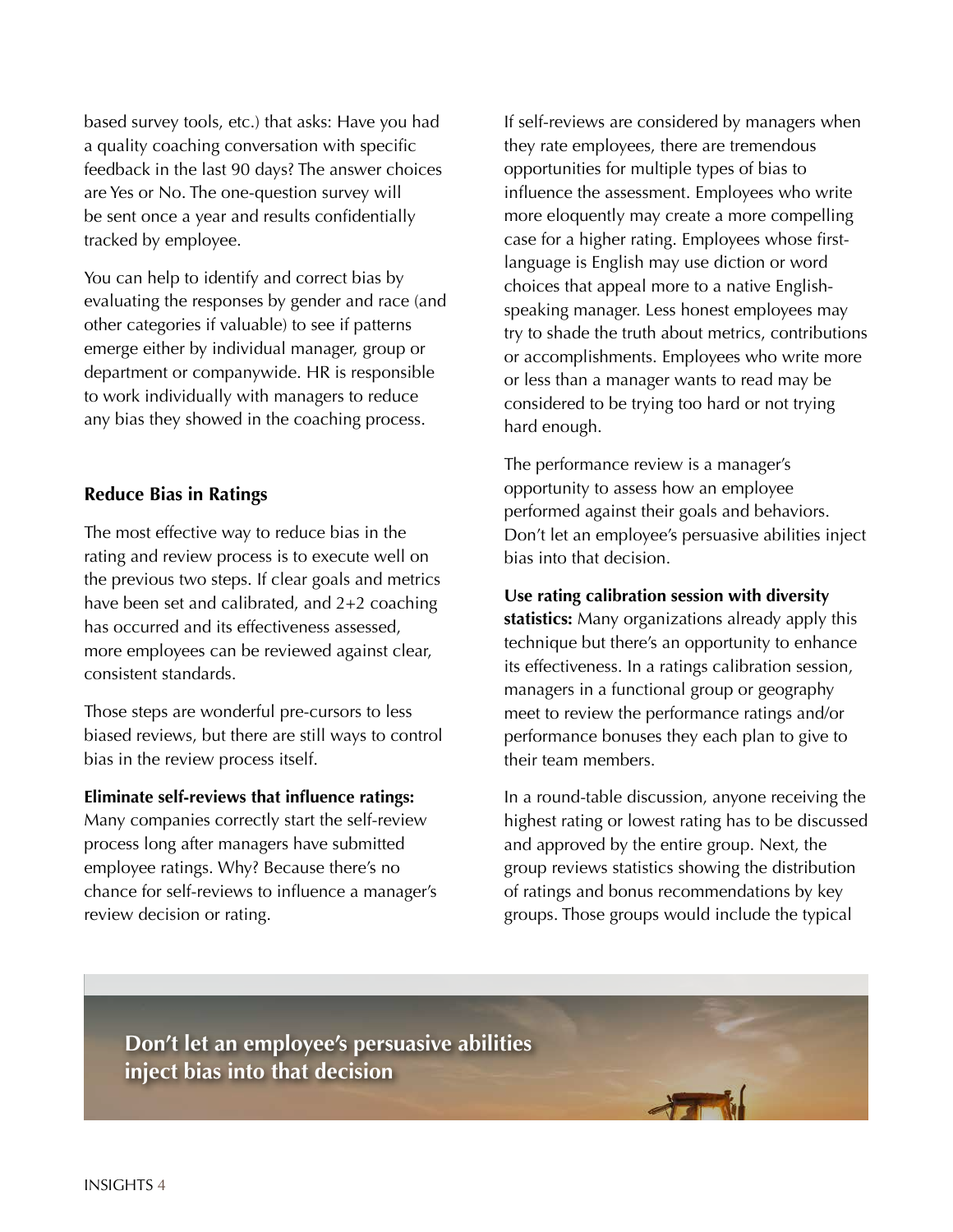based survey tools, etc.) that asks: Have you had a quality coaching conversation with specific feedback in the last 90 days? The answer choices are Yes or No. The one-question survey will be sent once a year and results confidentially tracked by employee.

You can help to identify and correct bias by evaluating the responses by gender and race (and other categories if valuable) to see if patterns emerge either by individual manager, group or department or companywide. HR is responsible to work individually with managers to reduce any bias they showed in the coaching process.

### Reduce Bias in Ratings

The most effective way to reduce bias in the rating and review process is to execute well on the previous two steps. If clear goals and metrics have been set and calibrated, and 2+2 coaching has occurred and its effectiveness assessed, more employees can be reviewed against clear, consistent standards.

Those steps are wonderful pre-cursors to less biased reviews, but there are still ways to control bias in the review process itself.

**Eliminate self-reviews that influence ratings:** Many companies correctly start the self-review process long after managers have submitted employee ratings. Why? Because there's no chance for self-reviews to influence a manager's review decision or rating.

If self-reviews are considered by managers when they rate employees, there are tremendous opportunities for multiple types of bias to influence the assessment. Employees who write more eloquently may create a more compelling case for a higher rating. Employees whose first-language is English may use diction or word choices that appeal more to a native English-speaking manager. Less honest employees may try to shade the truth about metrics, contributions or accomplishments. Employees who write more or less than a manager wants to read may be considered to be trying too hard or not trying hard enough.

The performance review is a manager's opportunity to assess how an employee performed against their goals and behaviors. Don't let an employee's persuasive abilities inject bias into that decision.

**Use rating calibration session with diversity statistics:** Many organizations already apply this technique but there's an opportunity to enhance its effectiveness. In a ratings calibration session, managers in a functional group or geography meet to review the performance ratings and/or performance bonuses they each plan to give to their team members.

In a round-table discussion, anyone receiving the highest rating or lowest rating has to be discussed and approved by the entire group. Next, the group reviews statistics showing the distribution of ratings and bonus recommendations by key groups. Those groups would include the typical

**Don't let an employee's persuasive abilities inject bias into that decision**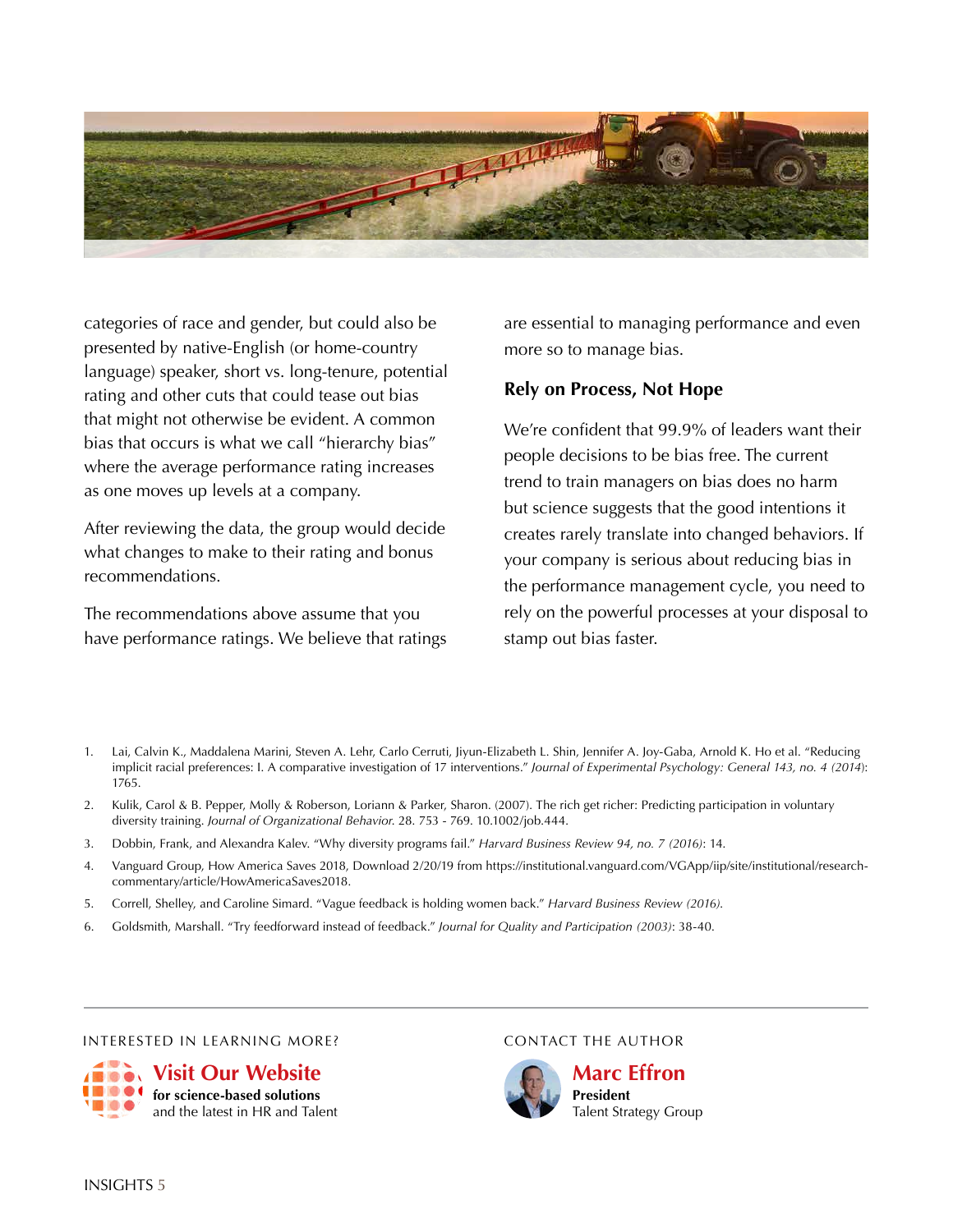categories of race and gender, but could also be presented by native-English (or home-country language) speaker, short vs. long-tenure, potential rating and other cuts that could tease out bias that might not otherwise be evident. A common bias that occurs is what we call "hierarchy bias" where the average performance rating increases as one moves up levels at a company.

After reviewing the data, the group would decide what changes to make to their rating and bonus recommendations.

The recommendations above assume that you have performance ratings. We believe that ratings are essential to managing performance and even more so to manage bias.

### Rely on Process, Not Hope

We're confident that 99.9% of leaders want their people decisions to be bias free. The current trend to train managers on bias does no harm but science suggests that the good intentions it creates rarely translate into changed behaviors. If your company is serious about reducing bias in the performance management cycle, you need to rely on the powerful processes at your disposal to stamp out bias faster.

1. Lai, Calvin K., Maddalena Marini, Steven A. Lehr, Carlo Cerruti, Jiyun-Elizabeth L. Shin, Jennifer A. Joy-Gaba, Arnold K. Ho et al. "Reducing implicit racial preferences: I. A comparative investigation of 17 interventions." *Journal of Experimental Psychology: General 143, no. 4 (2014)*: 1765.
2. Kulik, Carol & B. Pepper, Molly & Roberson, Loriann & Parker, Sharon. (2007). The rich get richer: Predicting participation in voluntary diversity training. *Journal of Organizational Behavior*. 28. 753 - 769. 10.1002/job.444.
3. Dobbin, Frank, and Alexandra Kalev. "Why diversity programs fail." *Harvard Business Review 94, no. 7 (2016)*: 14.
4. Vanguard Group, How America Saves 2018, Download 2/20/19 from https://institutional.vanguard.com/VGApp/iip/site/institutional/research-commentary/article/HowAmericaSaves2018.
5. Correll, Shelley, and Caroline Simard. "Vague feedback is holding women back." *Harvard Business Review (2016).*
6. Goldsmith, Marshall. "Try feedforward instead of feedback." *Journal for Quality and Participation (2003)*: 38-40.

---

INTERESTED IN LEARNING MORE?

**Visit Our Website**
**for science-based solutions**
and the latest in HR and Talent

CONTACT THE AUTHOR

**Marc Effron**
**President**
Talent Strategy Group